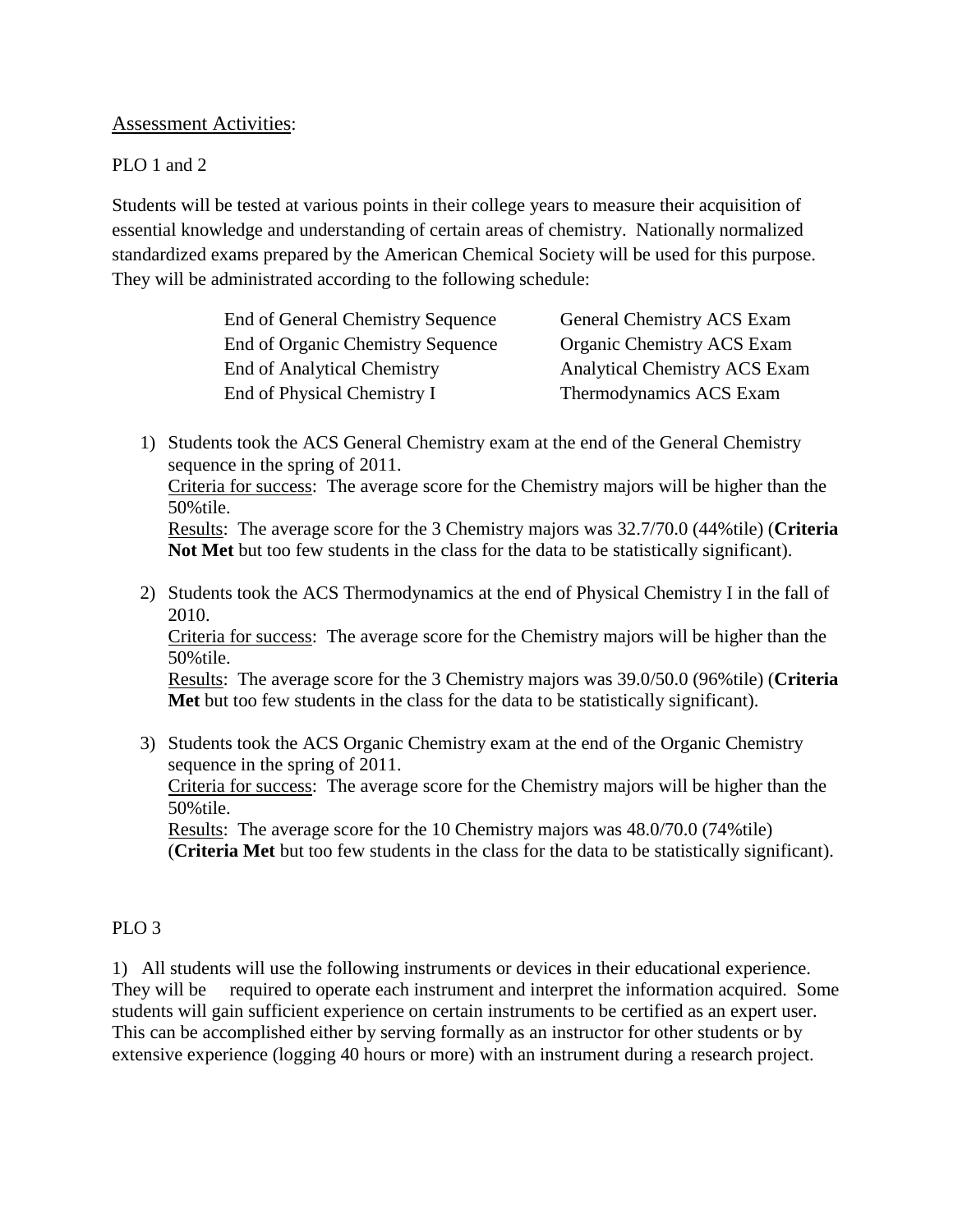<u>Assessment Activities</u>:

PLO 1 and 2

Students will be tested at various points in their college years to measure their acquisition of essential knowledge and understanding of certain areas of chemistry. Nationally normalized standardized exams prepared by the American Chemical Society will be used for this purpose. They will be administrated according to the following schedule:

| | |
|---|---|
| End of General Chemistry Sequence | General Chemistry ACS Exam |
| End of Organic Chemistry Sequence | Organic Chemistry ACS Exam |
| End of Analytical Chemistry | Analytical Chemistry ACS Exam |
| End of Physical Chemistry I | Thermodynamics ACS Exam |

1) Students took the ACS General Chemistry exam at the end of the General Chemistry sequence in the spring of 2011.
   <u>Criteria for success</u>: The average score for the Chemistry majors will be higher than the 50%tile.
   <u>Results</u>: The average score for the 3 Chemistry majors was 32.7/70.0 (44%tile) (**Criteria Not Met** but too few students in the class for the data to be statistically significant).

2) Students took the ACS Thermodynamics at the end of Physical Chemistry I in the fall of 2010.
   <u>Criteria for success</u>: The average score for the Chemistry majors will be higher than the 50%tile.
   <u>Results</u>: The average score for the 3 Chemistry majors was 39.0/50.0 (96%tile) (**Criteria Met** but too few students in the class for the data to be statistically significant).

3) Students took the ACS Organic Chemistry exam at the end of the Organic Chemistry sequence in the spring of 2011.
   <u>Criteria for success</u>: The average score for the Chemistry majors will be higher than the 50%tile.
   <u>Results</u>: The average score for the 10 Chemistry majors was 48.0/70.0 (74%tile) (**Criteria Met** but too few students in the class for the data to be statistically significant).

PLO 3

1) All students will use the following instruments or devices in their educational experience. They will be required to operate each instrument and interpret the information acquired. Some students will gain sufficient experience on certain instruments to be certified as an expert user. This can be accomplished either by serving formally as an instructor for other students or by extensive experience (logging 40 hours or more) with an instrument during a research project.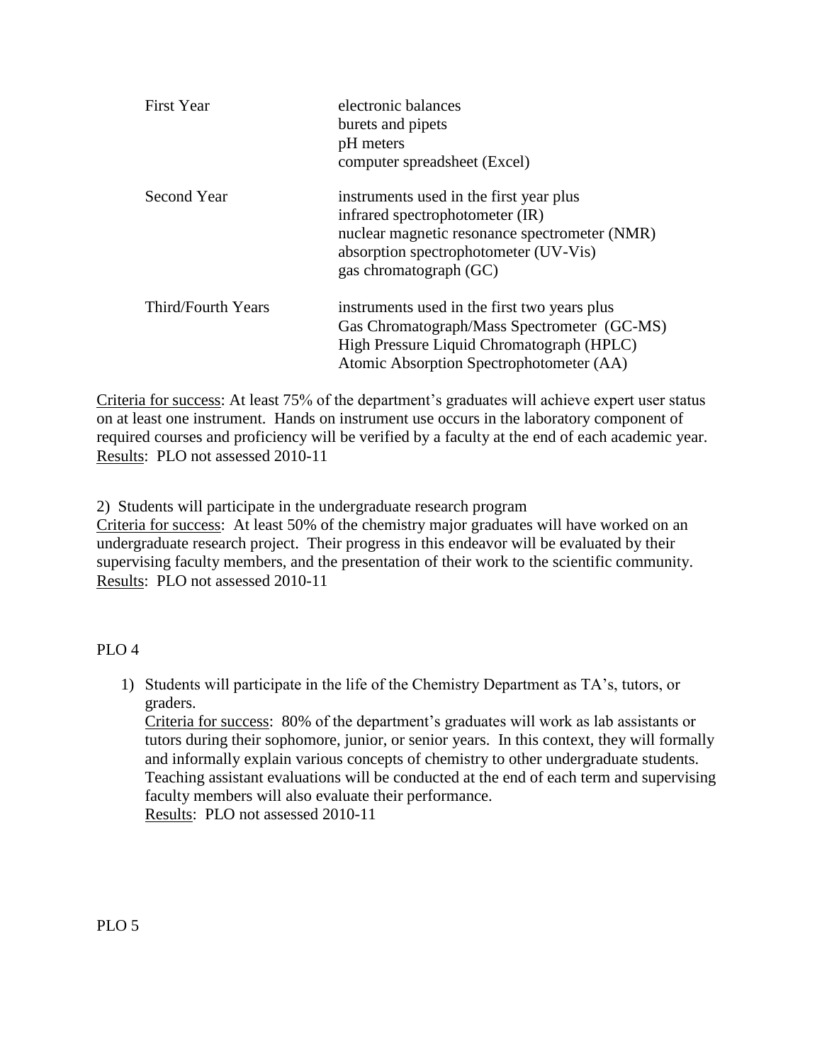| | |
|---|---|
| First Year | electronic balances<br>burets and pipets<br>pH meters<br>computer spreadsheet (Excel) |
| Second Year | instruments used in the first year plus<br>infrared spectrophotometer (IR)<br>nuclear magnetic resonance spectrometer (NMR)<br>absorption spectrophotometer (UV-Vis)<br>gas chromatograph (GC) |
| Third/Fourth Years | instruments used in the first two years plus<br>Gas Chromatograph/Mass Spectrometer (GC-MS)<br>High Pressure Liquid Chromatograph (HPLC)<br>Atomic Absorption Spectrophotometer (AA) |

Criteria for success: At least 75% of the department's graduates will achieve expert user status on at least one instrument. Hands on instrument use occurs in the laboratory component of required courses and proficiency will be verified by a faculty at the end of each academic year.
Results: PLO not assessed 2010-11

2) Students will participate in the undergraduate research program
Criteria for success: At least 50% of the chemistry major graduates will have worked on an undergraduate research project. Their progress in this endeavor will be evaluated by their supervising faculty members, and the presentation of their work to the scientific community.
Results: PLO not assessed 2010-11

PLO 4

1) Students will participate in the life of the Chemistry Department as TA's, tutors, or graders.
   Criteria for success: 80% of the department's graduates will work as lab assistants or tutors during their sophomore, junior, or senior years. In this context, they will formally and informally explain various concepts of chemistry to other undergraduate students. Teaching assistant evaluations will be conducted at the end of each term and supervising faculty members will also evaluate their performance.
   Results: PLO not assessed 2010-11

PLO 5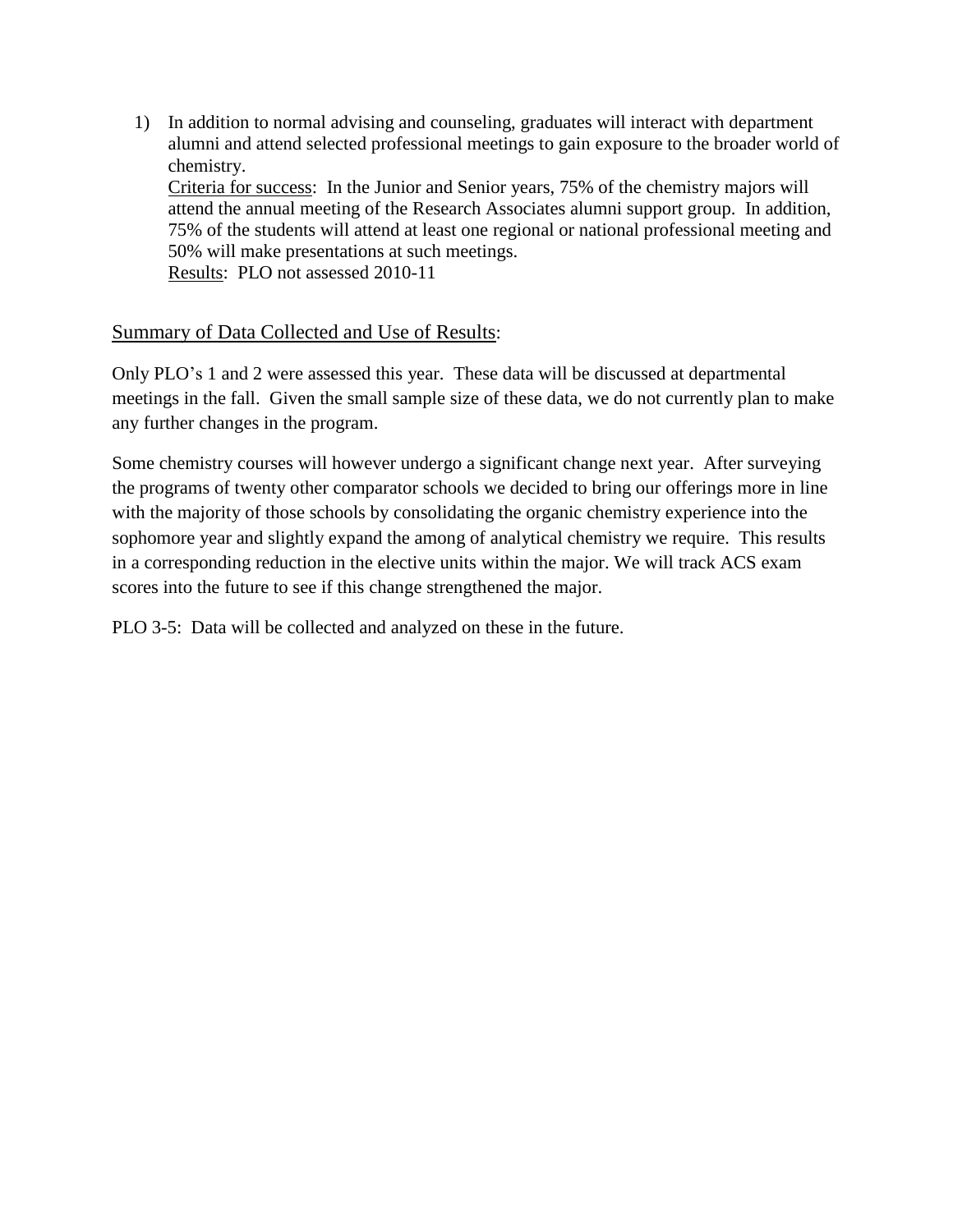1) In addition to normal advising and counseling, graduates will interact with department alumni and attend selected professional meetings to gain exposure to the broader world of chemistry.
   Criteria for success: In the Junior and Senior years, 75% of the chemistry majors will attend the annual meeting of the Research Associates alumni support group. In addition, 75% of the students will attend at least one regional or national professional meeting and 50% will make presentations at such meetings.
   Results: PLO not assessed 2010-11

## Summary of Data Collected and Use of Results:

Only PLO's 1 and 2 were assessed this year. These data will be discussed at departmental meetings in the fall. Given the small sample size of these data, we do not currently plan to make any further changes in the program.

Some chemistry courses will however undergo a significant change next year. After surveying the programs of twenty other comparator schools we decided to bring our offerings more in line with the majority of those schools by consolidating the organic chemistry experience into the sophomore year and slightly expand the among of analytical chemistry we require. This results in a corresponding reduction in the elective units within the major. We will track ACS exam scores into the future to see if this change strengthened the major.

PLO 3-5: Data will be collected and analyzed on these in the future.